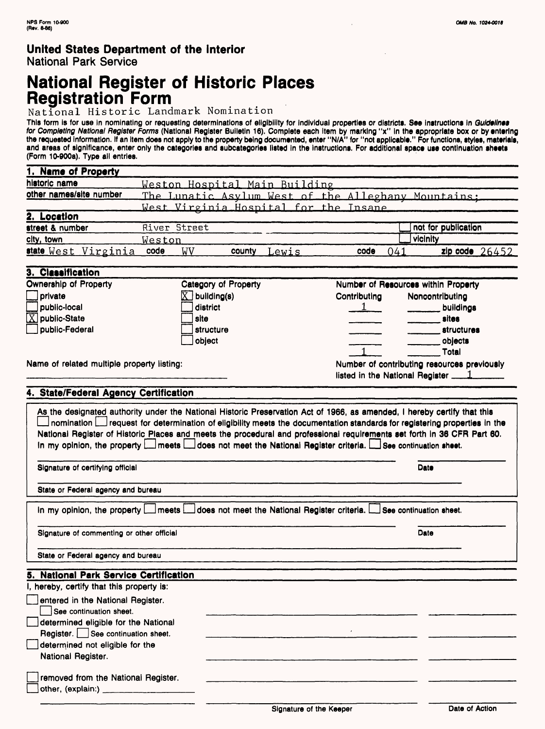NPS Form 10-900 (Rev. 8-86)

OMB No. 1024-0018

**United States Department of the Interior**
National Park Service

# National Register of Historic Places Registration Form

National Historic Landmark Nomination

This form is for use in nominating or requesting determinations of eligibility for individual properties or districts. See instructions in *Guidelines for Completing National Register Forms* (National Register Bulletin 16). Complete each item by marking "x" in the appropriate box or by entering the requested information. If an item does not apply to the property being documented, enter "N/A" for "not applicable." For functions, styles, materials, and areas of significance, enter only the categories and subcategories listed in the instructions. For additional space use continuation sheets (Form 10-900a). Type all entries.

## 1. Name of Property

historic name: Weston Hospital Main Building

other names/site number: The Lunatic Asylum West of the Alleghany Mountains; West Virginia Hospital for the Insane

## 2. Location

street & number: River Street ☐ not for publication

city, town: Weston ☐ vicinity

state: West Virginia code: WV county: Lewis code: 041 zip code: 26452

## 3. Classification

**Ownership of Property**
- ☐ private
- ☐ public-local
- ☒ public-State
- ☐ public-Federal

**Category of Property**
- ☒ building(s)
- ☐ district
- ☐ site
- ☐ structure
- ☐ object

**Number of Resources within Property**

| Contributing | Noncontributing | |
|---|---|---|
| 1 | | buildings |
| | | sites |
| | | structures |
| | | objects |
| 1 | | Total |

Name of related multiple property listing: ____________

Number of contributing resources previously listed in the National Register: 1

## 4. State/Federal Agency Certification

As the designated authority under the National Historic Preservation Act of 1966, as amended, I hereby certify that this ☐ nomination ☐ request for determination of eligibility meets the documentation standards for registering properties in the National Register of Historic Places and meets the procedural and professional requirements set forth in 36 CFR Part 60. In my opinion, the property ☐ meets ☐ does not meet the National Register criteria. ☐ See continuation sheet.

Signature of certifying official ____________ Date ____________

State or Federal agency and bureau ____________

In my opinion, the property ☐ meets ☐ does not meet the National Register criteria. ☐ See continuation sheet.

Signature of commenting or other official ____________ Date ____________

State or Federal agency and bureau ____________

## 5. National Park Service Certification

I, hereby, certify that this property is:

- ☐ entered in the National Register. ☐ See continuation sheet.
- ☐ determined eligible for the National Register. ☐ See continuation sheet.
- ☐ determined not eligible for the National Register.
- ☐ removed from the National Register.
- ☐ other, (explain:) ____________

Signature of the Keeper ____________ Date of Action ____________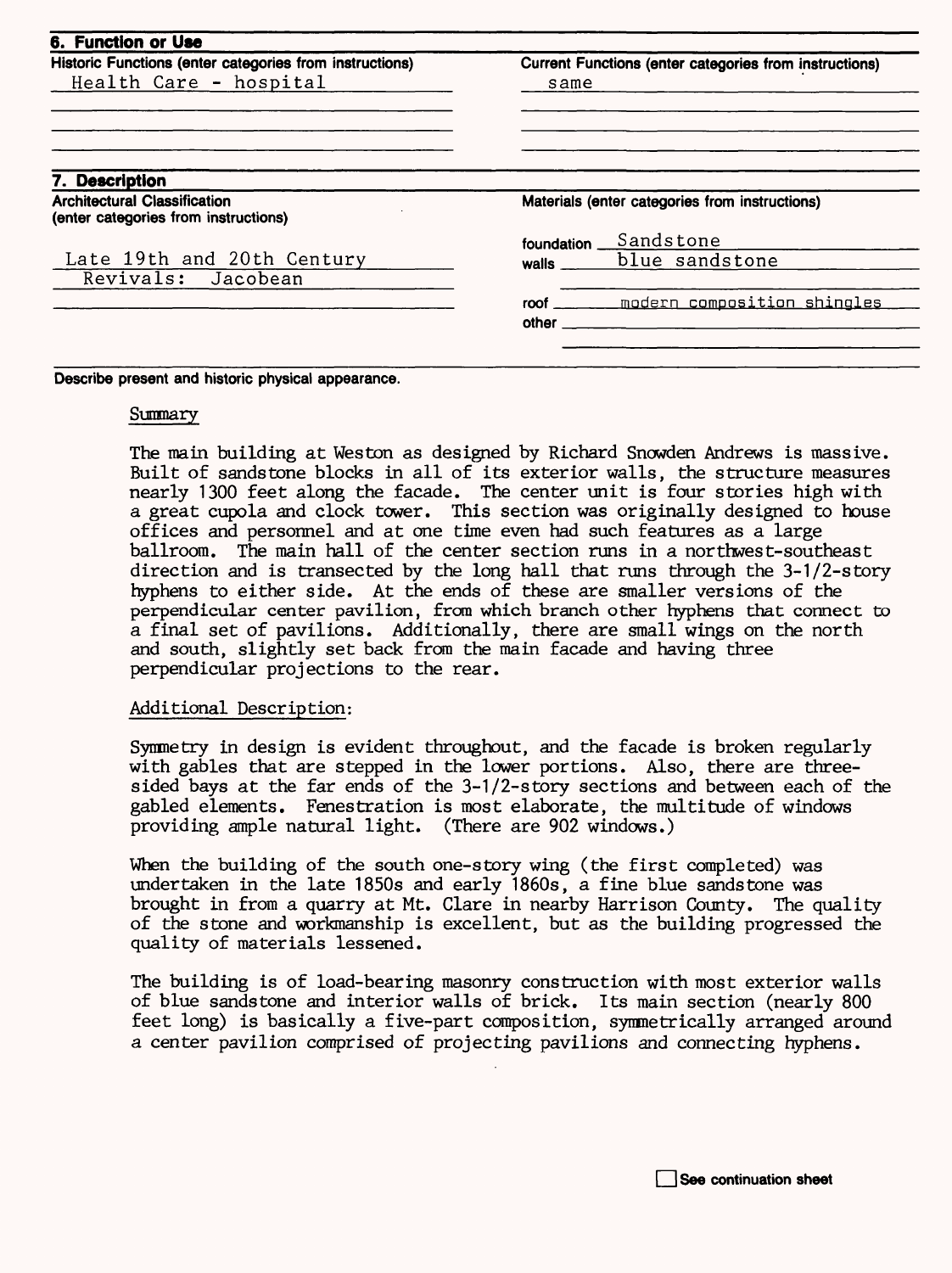## 6. Function or Use

| Historic Functions (enter categories from instructions) | Current Functions (enter categories from instructions) |
| --- | --- |
| Health Care - hospital | same |

## 7. Description

| Architectural Classification (enter categories from instructions) | Materials (enter categories from instructions) | |
| --- | --- | --- |
| Late 19th and 20th Century Revivals: Jacobean | foundation | Sandstone |
| | walls | blue sandstone |
| | roof | modern composition shingles |
| | other | |

Describe present and historic physical appearance.

Summary

The main building at Weston as designed by Richard Snowden Andrews is massive. Built of sandstone blocks in all of its exterior walls, the structure measures nearly 1300 feet along the facade. The center unit is four stories high with a great cupola and clock tower. This section was originally designed to house offices and personnel and at one time even had such features as a large ballroom. The main hall of the center section runs in a northwest-southeast direction and is transected by the long hall that runs through the 3-1/2-story hyphens to either side. At the ends of these are smaller versions of the perpendicular center pavilion, from which branch other hyphens that connect to a final set of pavilions. Additionally, there are small wings on the north and south, slightly set back from the main facade and having three perpendicular projections to the rear.

Additional Description:

Symmetry in design is evident throughout, and the facade is broken regularly with gables that are stepped in the lower portions. Also, there are three-sided bays at the far ends of the 3-1/2-story sections and between each of the gabled elements. Fenestration is most elaborate, the multitude of windows providing ample natural light. (There are 902 windows.)

When the building of the south one-story wing (the first completed) was undertaken in the late 1850s and early 1860s, a fine blue sandstone was brought in from a quarry at Mt. Clare in nearby Harrison County. The quality of the stone and workmanship is excellent, but as the building progressed the quality of materials lessened.

The building is of load-bearing masonry construction with most exterior walls of blue sandstone and interior walls of brick. Its main section (nearly 800 feet long) is basically a five-part composition, symmetrically arranged around a center pavilion comprised of projecting pavilions and connecting hyphens.

☐ See continuation sheet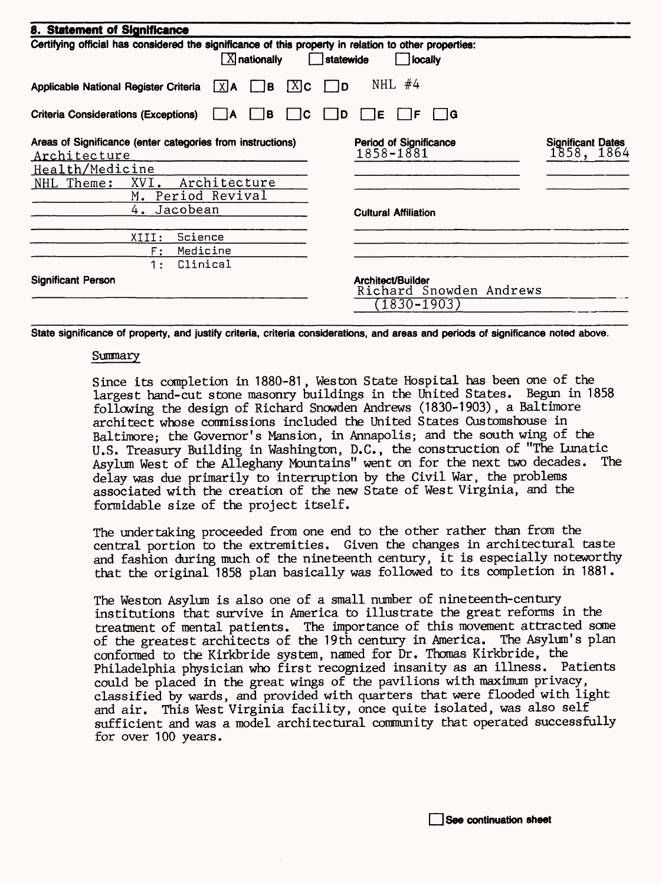## 8. Statement of Significance

Certifying official has considered the significance of this property in relation to other properties:
[X] nationally [ ] statewide [ ] locally

Applicable National Register Criteria [X] A [ ] B [X] C [ ] D NHL #4

Criteria Considerations (Exceptions) [ ] A [ ] B [ ] C [ ] D [ ] E [ ] F [ ] G

| Areas of Significance (enter categories from instructions) | Period of Significance | Significant Dates |
|---|---|---|
| Architecture | 1858-1881 | 1858, 1864 |
| Health/Medicine | | |
| NHL Theme: XVI. Architecture | | |
| M. Period Revival | | |
| 4. Jacobean | | |
| XIII: Science | | |
| F: Medicine | | |
| 1: Clinical | | |

Cultural Affiliation

Significant Person

Architect/Builder
Richard Snowden Andrews (1830-1903)

State significance of property, and justify criteria, criteria considerations, and areas and periods of significance noted above.

Summary

Since its completion in 1880-81, Weston State Hospital has been one of the largest hand-cut stone masonry buildings in the United States. Begun in 1858 following the design of Richard Snowden Andrews (1830-1903), a Baltimore architect whose commissions included the United States Customshouse in Baltimore; the Governor's Mansion, in Annapolis; and the south wing of the U.S. Treasury Building in Washington, D.C., the construction of "The Lunatic Asylum West of the Alleghany Mountains" went on for the next two decades. The delay was due primarily to interruption by the Civil War, the problems associated with the creation of the new State of West Virginia, and the formidable size of the project itself.

The undertaking proceeded from one end to the other rather than from the central portion to the extremities. Given the changes in architectural taste and fashion during much of the nineteenth century, it is especially noteworthy that the original 1858 plan basically was followed to its completion in 1881.

The Weston Asylum is also one of a small number of nineteenth-century institutions that survive in America to illustrate the great reforms in the treatment of mental patients. The importance of this movement attracted some of the greatest architects of the 19th century in America. The Asylum's plan conformed to the Kirkbride system, named for Dr. Thomas Kirkbride, the Philadelphia physician who first recognized insanity as an illness. Patients could be placed in the great wings of the pavilions with maximum privacy, classified by wards, and provided with quarters that were flooded with light and air. This West Virginia facility, once quite isolated, was also self sufficient and was a model architectural community that operated successfully for over 100 years.

[ ] See continuation sheet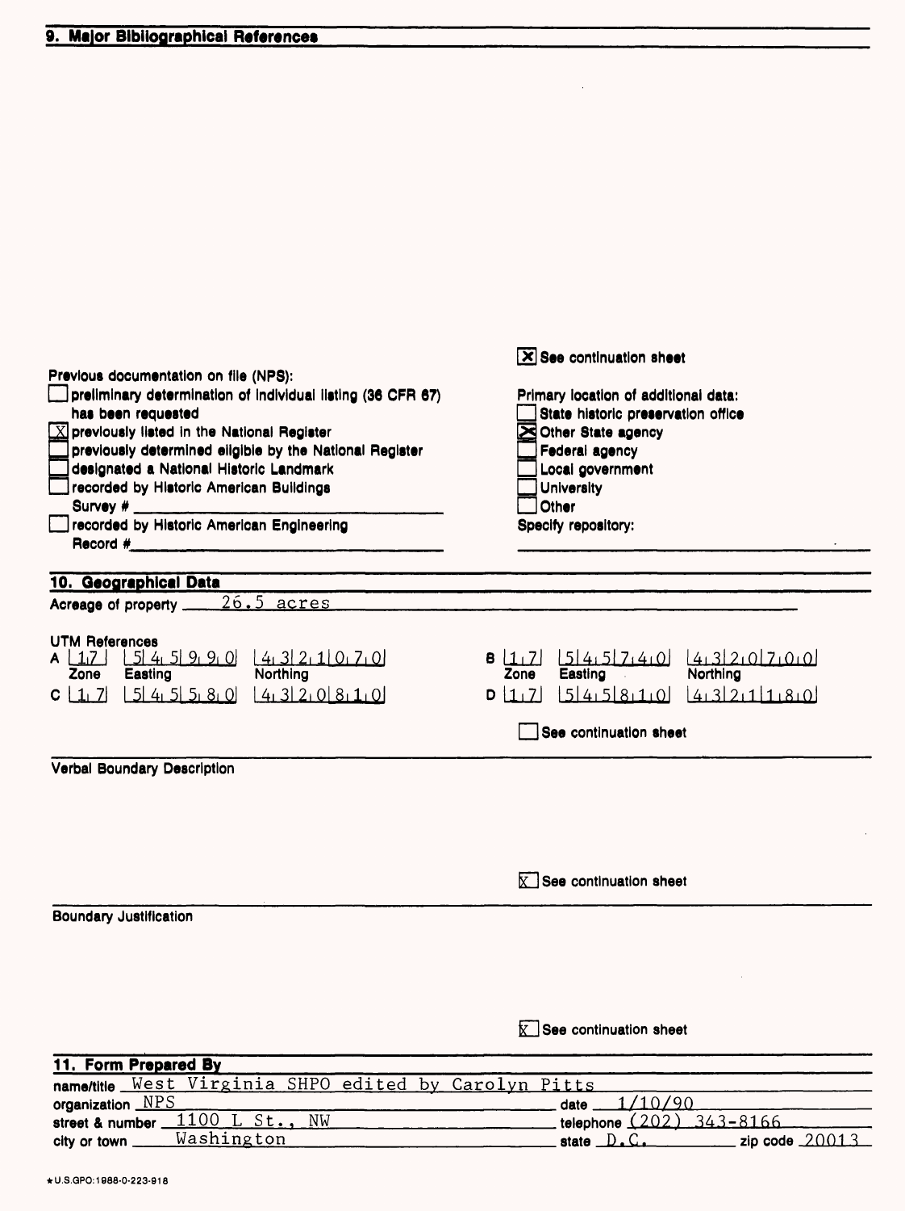## 9. Major Bibliographical References

[X] See continuation sheet

Previous documentation on file (NPS):

- [ ] preliminary determination of individual listing (36 CFR 67) has been requested
- [X] previously listed in the National Register
- [ ] previously determined eligible by the National Register
- [ ] designated a National Historic Landmark
- [ ] recorded by Historic American Buildings Survey # ___
- [ ] recorded by Historic American Engineering Record # ___

Primary location of additional data:

- [ ] State historic preservation office
- [X] Other State agency
- [ ] Federal agency
- [ ] Local government
- [ ] University
- [ ] Other

Specify repository: ___

## 10. Geographical Data

Acreage of property 26.5 acres

UTM References

| | Zone | Easting | Northing |
|---|---|---|---|
| A | 17 | 545990 | 4321070 |
| B | 17 | 545740 | 4320700 |
| C | 17 | 545580 | 4320810 |
| D | 17 | 545810 | 4321180 |

[ ] See continuation sheet

### Verbal Boundary Description

[X] See continuation sheet

### Boundary Justification

[X] See continuation sheet

## 11. Form Prepared By

name/title West Virginia SHPO edited by Carolyn Pitts

organization NPS  date 1/10/90

street & number 1100 L St., NW  telephone (202) 343-8166

city or town Washington  state D.C.  zip code 20013

★U.S.GPO:1988-0-223-918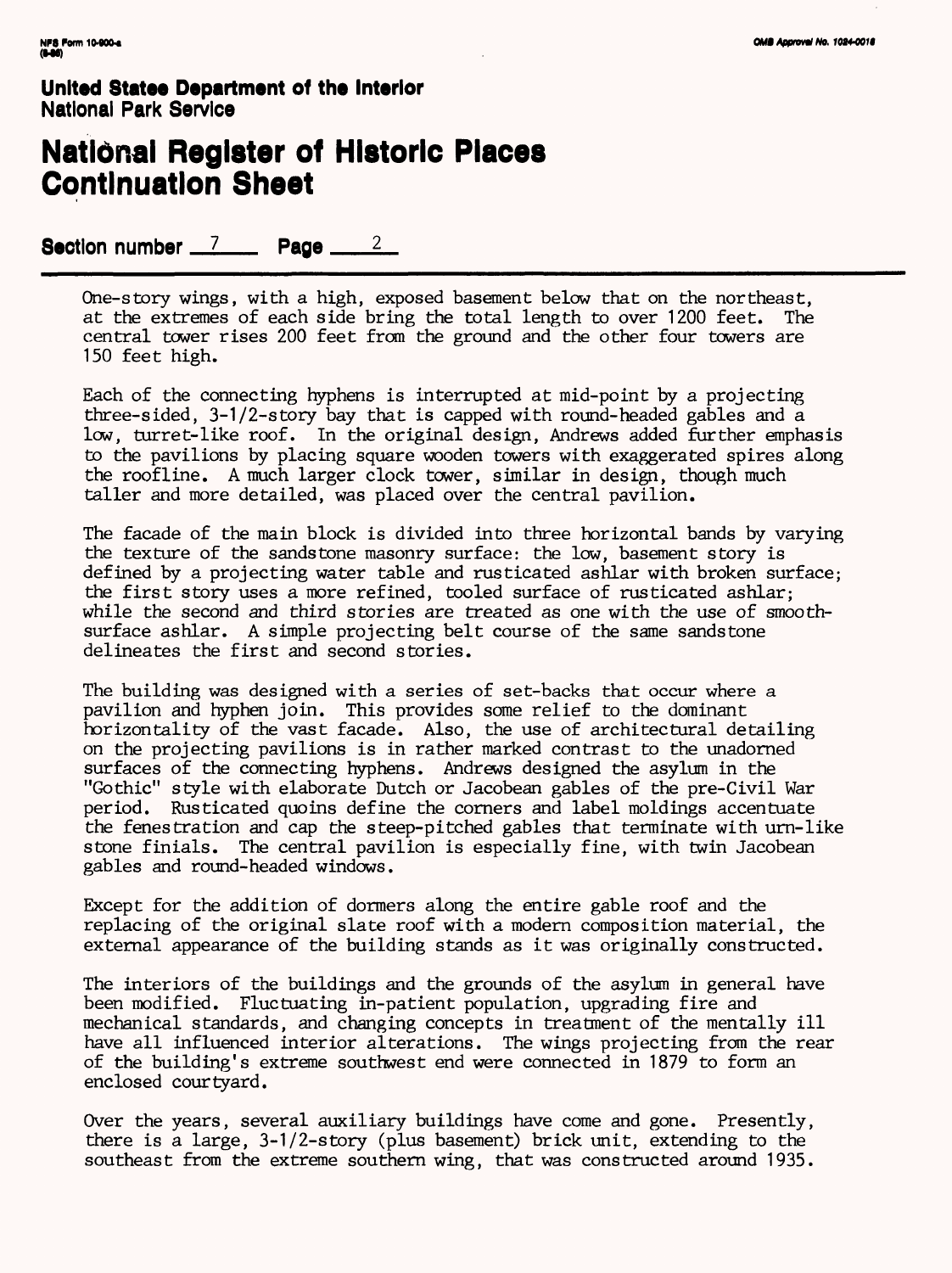**United States Department of the Interior**
**National Park Service**

# National Register of Historic Places Continuation Sheet

**Section number** 7 **Page** 2

One-story wings, with a high, exposed basement below that on the northeast, at the extremes of each side bring the total length to over 1200 feet. The central tower rises 200 feet from the ground and the other four towers are 150 feet high.

Each of the connecting hyphens is interrupted at mid-point by a projecting three-sided, 3-1/2-story bay that is capped with round-headed gables and a low, turret-like roof. In the original design, Andrews added further emphasis to the pavilions by placing square wooden towers with exaggerated spires along the roofline. A much larger clock tower, similar in design, though much taller and more detailed, was placed over the central pavilion.

The facade of the main block is divided into three horizontal bands by varying the texture of the sandstone masonry surface: the low, basement story is defined by a projecting water table and rusticated ashlar with broken surface; the first story uses a more refined, tooled surface of rusticated ashlar; while the second and third stories are treated as one with the use of smooth-surface ashlar. A simple projecting belt course of the same sandstone delineates the first and second stories.

The building was designed with a series of set-backs that occur where a pavilion and hyphen join. This provides some relief to the dominant horizontality of the vast facade. Also, the use of architectural detailing on the projecting pavilions is in rather marked contrast to the unadorned surfaces of the connecting hyphens. Andrews designed the asylum in the "Gothic" style with elaborate Dutch or Jacobean gables of the pre-Civil War period. Rusticated quoins define the corners and label moldings accentuate the fenestration and cap the steep-pitched gables that terminate with urn-like stone finials. The central pavilion is especially fine, with twin Jacobean gables and round-headed windows.

Except for the addition of dormers along the entire gable roof and the replacing of the original slate roof with a modern composition material, the external appearance of the building stands as it was originally constructed.

The interiors of the buildings and the grounds of the asylum in general have been modified. Fluctuating in-patient population, upgrading fire and mechanical standards, and changing concepts in treatment of the mentally ill have all influenced interior alterations. The wings projecting from the rear of the building's extreme southwest end were connected in 1879 to form an enclosed courtyard.

Over the years, several auxiliary buildings have come and gone. Presently, there is a large, 3-1/2-story (plus basement) brick unit, extending to the southeast from the extreme southern wing, that was constructed around 1935.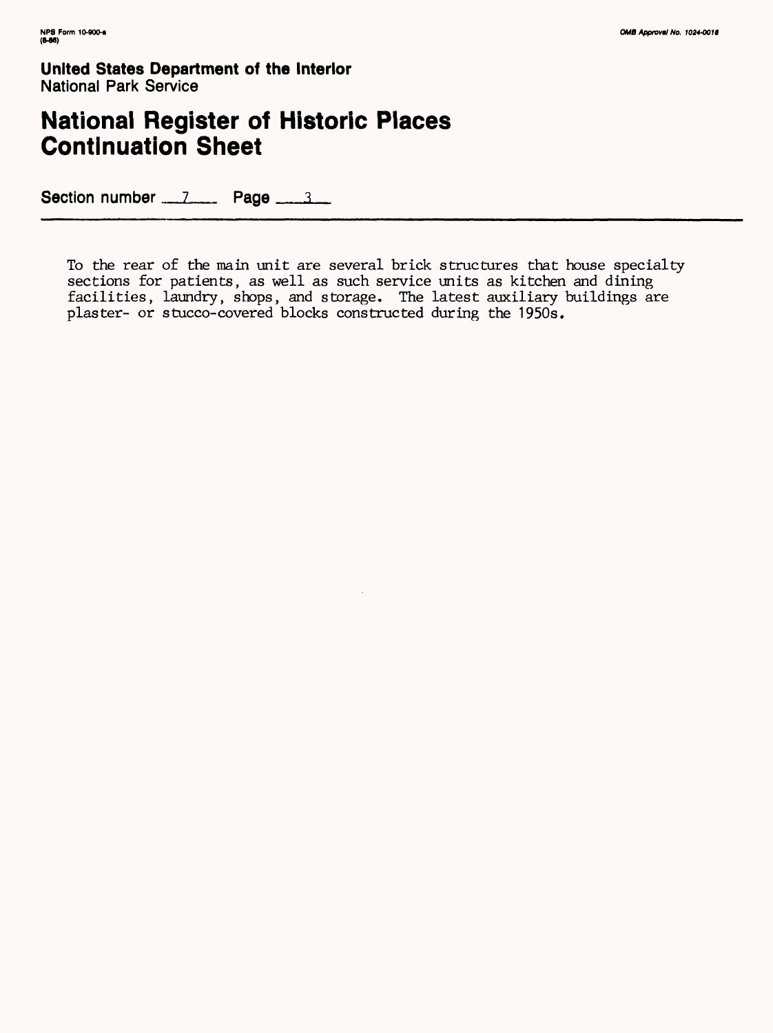**United States Department of the Interior**
National Park Service

# National Register of Historic Places Continuation Sheet

Section number 7 Page 3

To the rear of the main unit are several brick structures that house specialty sections for patients, as well as such service units as kitchen and dining facilities, laundry, shops, and storage. The latest auxiliary buildings are plaster- or stucco-covered blocks constructed during the 1950s.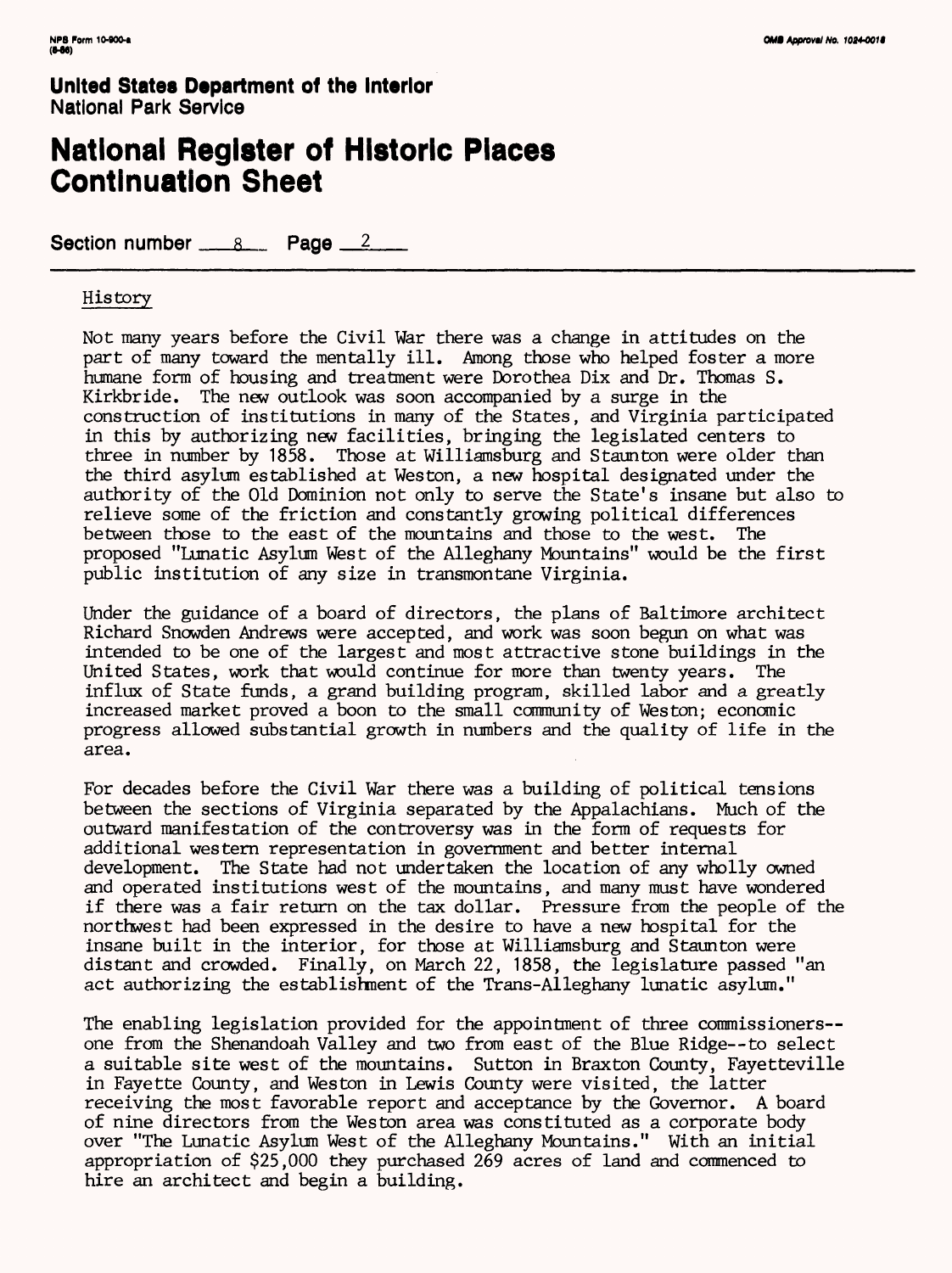**United States Department of the Interior**
National Park Service

# National Register of Historic Places Continuation Sheet

Section number 8 Page 2

## History

Not many years before the Civil War there was a change in attitudes on the part of many toward the mentally ill. Among those who helped foster a more humane form of housing and treatment were Dorothea Dix and Dr. Thomas S. Kirkbride. The new outlook was soon accompanied by a surge in the construction of institutions in many of the States, and Virginia participated in this by authorizing new facilities, bringing the legislated centers to three in number by 1858. Those at Williamsburg and Staunton were older than the third asylum established at Weston, a new hospital designated under the authority of the Old Dominion not only to serve the State's insane but also to relieve some of the friction and constantly growing political differences between those to the east of the mountains and those to the west. The proposed "Lunatic Asylum West of the Alleghany Mountains" would be the first public institution of any size in transmontane Virginia.

Under the guidance of a board of directors, the plans of Baltimore architect Richard Snowden Andrews were accepted, and work was soon begun on what was intended to be one of the largest and most attractive stone buildings in the United States, work that would continue for more than twenty years. The influx of State funds, a grand building program, skilled labor and a greatly increased market proved a boon to the small community of Weston; economic progress allowed substantial growth in numbers and the quality of life in the area.

For decades before the Civil War there was a building of political tensions between the sections of Virginia separated by the Appalachians. Much of the outward manifestation of the controversy was in the form of requests for additional western representation in government and better internal development. The State had not undertaken the location of any wholly owned and operated institutions west of the mountains, and many must have wondered if there was a fair return on the tax dollar. Pressure from the people of the northwest had been expressed in the desire to have a new hospital for the insane built in the interior, for those at Williamsburg and Staunton were distant and crowded. Finally, on March 22, 1858, the legislature passed "an act authorizing the establishment of the Trans-Alleghany lunatic asylum."

The enabling legislation provided for the appointment of three commissioners--one from the Shenandoah Valley and two from east of the Blue Ridge--to select a suitable site west of the mountains. Sutton in Braxton County, Fayetteville in Fayette County, and Weston in Lewis County were visited, the latter receiving the most favorable report and acceptance by the Governor. A board of nine directors from the Weston area was constituted as a corporate body over "The Lunatic Asylum West of the Alleghany Mountains." With an initial appropriation of $25,000 they purchased 269 acres of land and commenced to hire an architect and begin a building.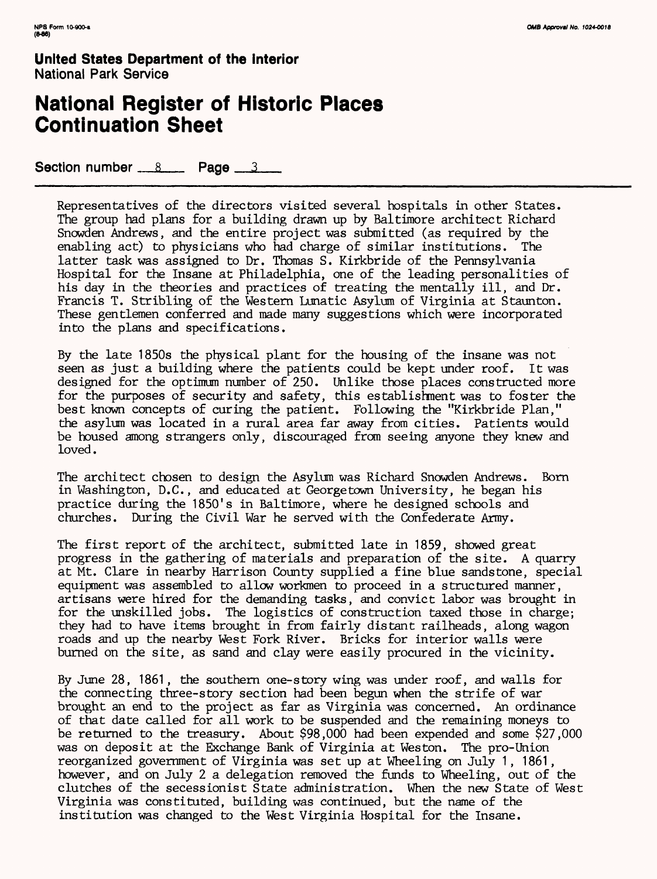Representatives of the directors visited several hospitals in other States. The group had plans for a building drawn up by Baltimore architect Richard Snowden Andrews, and the entire project was submitted (as required by the enabling act) to physicians who had charge of similar institutions. The latter task was assigned to Dr. Thomas S. Kirkbride of the Pennsylvania Hospital for the Insane at Philadelphia, one of the leading personalities of his day in the theories and practices of treating the mentally ill, and Dr. Francis T. Stribling of the Western Lunatic Asylum of Virginia at Staunton. These gentlemen conferred and made many suggestions which were incorporated into the plans and specifications.

By the late 1850s the physical plant for the housing of the insane was not seen as just a building where the patients could be kept under roof. It was designed for the optimum number of 250. Unlike those places constructed more for the purposes of security and safety, this establishment was to foster the best known concepts of curing the patient. Following the "Kirkbride Plan," the asylum was located in a rural area far away from cities. Patients would be housed among strangers only, discouraged from seeing anyone they knew and loved.

The architect chosen to design the Asylum was Richard Snowden Andrews. Born in Washington, D.C., and educated at Georgetown University, he began his practice during the 1850's in Baltimore, where he designed schools and churches. During the Civil War he served with the Confederate Army.

The first report of the architect, submitted late in 1859, showed great progress in the gathering of materials and preparation of the site. A quarry at Mt. Clare in nearby Harrison County supplied a fine blue sandstone, special equipment was assembled to allow workmen to proceed in a structured manner, artisans were hired for the demanding tasks, and convict labor was brought in for the unskilled jobs. The logistics of construction taxed those in charge; they had to have items brought in from fairly distant railheads, along wagon roads and up the nearby West Fork River. Bricks for interior walls were burned on the site, as sand and clay were easily procured in the vicinity.

By June 28, 1861, the southern one-story wing was under roof, and walls for the connecting three-story section had been begun when the strife of war brought an end to the project as far as Virginia was concerned. An ordinance of that date called for all work to be suspended and the remaining moneys to be returned to the treasury. About $98,000 had been expended and some $27,000 was on deposit at the Exchange Bank of Virginia at Weston. The pro-Union reorganized government of Virginia was set up at Wheeling on July 1, 1861, however, and on July 2 a delegation removed the funds to Wheeling, out of the clutches of the secessionist State administration. When the new State of West Virginia was constituted, building was continued, but the name of the institution was changed to the West Virginia Hospital for the Insane.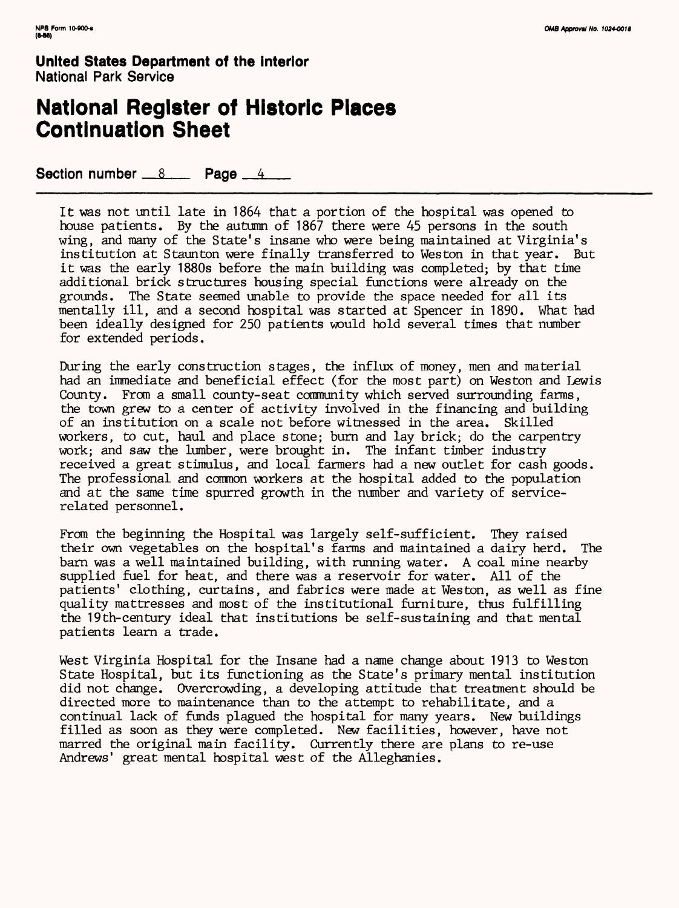**United States Department of the Interior**
National Park Service

# National Register of Historic Places Continuation Sheet

Section number 8 Page 4

It was not until late in 1864 that a portion of the hospital was opened to house patients. By the autumn of 1867 there were 45 persons in the south wing, and many of the State's insane who were being maintained at Virginia's institution at Staunton were finally transferred to Weston in that year. But it was the early 1880s before the main building was completed; by that time additional brick structures housing special functions were already on the grounds. The State seemed unable to provide the space needed for all its mentally ill, and a second hospital was started at Spencer in 1890. What had been ideally designed for 250 patients would hold several times that number for extended periods.

During the early construction stages, the influx of money, men and material had an immediate and beneficial effect (for the most part) on Weston and Lewis County. From a small county-seat community which served surrounding farms, the town grew to a center of activity involved in the financing and building of an institution on a scale not before witnessed in the area. Skilled workers, to cut, haul and place stone; burn and lay brick; do the carpentry work; and saw the lumber, were brought in. The infant timber industry received a great stimulus, and local farmers had a new outlet for cash goods. The professional and common workers at the hospital added to the population and at the same time spurred growth in the number and variety of service-related personnel.

From the beginning the Hospital was largely self-sufficient. They raised their own vegetables on the hospital's farms and maintained a dairy herd. The barn was a well maintained building, with running water. A coal mine nearby supplied fuel for heat, and there was a reservoir for water. All of the patients' clothing, curtains, and fabrics were made at Weston, as well as fine quality mattresses and most of the institutional furniture, thus fulfilling the 19th-century ideal that institutions be self-sustaining and that mental patients learn a trade.

West Virginia Hospital for the Insane had a name change about 1913 to Weston State Hospital, but its functioning as the State's primary mental institution did not change. Overcrowding, a developing attitude that treatment should be directed more to maintenance than to the attempt to rehabilitate, and a continual lack of funds plagued the hospital for many years. New buildings filled as soon as they were completed. New facilities, however, have not marred the original main facility. Currently there are plans to re-use Andrews' great mental hospital west of the Alleghanies.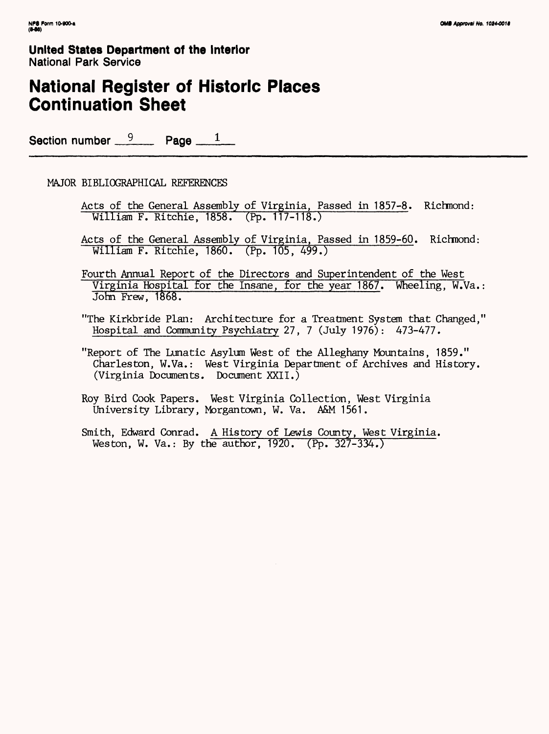**United States Department of the Interior**
National Park Service

# National Register of Historic Places Continuation Sheet

Section number 9 Page 1

## MAJOR BIBLIOGRAPHICAL REFERENCES

Acts of the General Assembly of Virginia, Passed in 1857-8. Richmond: William F. Ritchie, 1858. (Pp. 117-118.)

Acts of the General Assembly of Virginia, Passed in 1859-60. Richmond: William F. Ritchie, 1860. (Pp. 105, 499.)

Fourth Annual Report of the Directors and Superintendent of the West Virginia Hospital for the Insane, for the year 1867. Wheeling, W.Va.: John Frew, 1868.

"The Kirkbride Plan: Architecture for a Treatment System that Changed," Hospital and Community Psychiatry 27, 7 (July 1976): 473-477.

"Report of The Lunatic Asylum West of the Alleghany Mountains, 1859." Charleston, W.Va.: West Virginia Department of Archives and History. (Virginia Documents. Document XXII.)

Roy Bird Cook Papers. West Virginia Collection, West Virginia University Library, Morgantown, W. Va. A&M 1561.

Smith, Edward Conrad. A History of Lewis County, West Virginia. Weston, W. Va.: By the author, 1920. (Pp. 327-334.)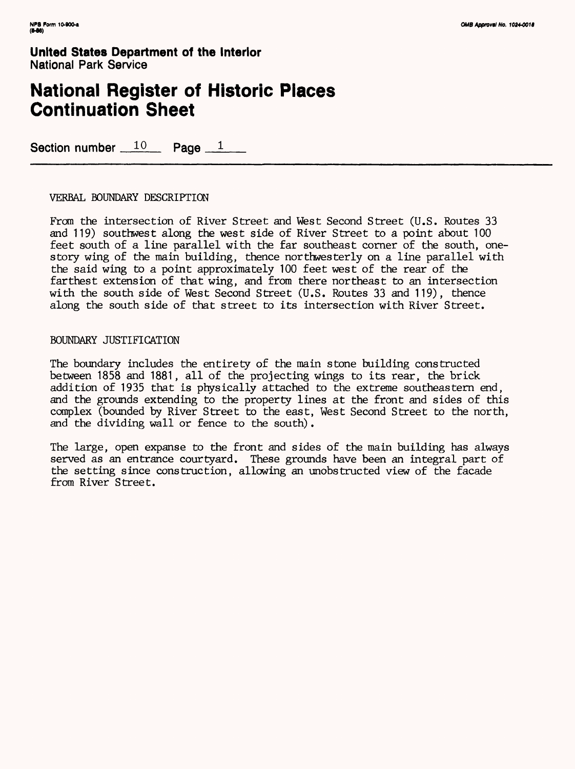**United States Department of the Interior**
National Park Service

# National Register of Historic Places Continuation Sheet

Section number 10 Page 1

VERBAL BOUNDARY DESCRIPTION

From the intersection of River Street and West Second Street (U.S. Routes 33 and 119) southwest along the west side of River Street to a point about 100 feet south of a line parallel with the far southeast corner of the south, one-story wing of the main building, thence northwesterly on a line parallel with the said wing to a point approximately 100 feet west of the rear of the farthest extension of that wing, and from there northeast to an intersection with the south side of West Second Street (U.S. Routes 33 and 119), thence along the south side of that street to its intersection with River Street.

BOUNDARY JUSTIFICATION

The boundary includes the entirety of the main stone building constructed between 1858 and 1881, all of the projecting wings to its rear, the brick addition of 1935 that is physically attached to the extreme southeastern end, and the grounds extending to the property lines at the front and sides of this complex (bounded by River Street to the east, West Second Street to the north, and the dividing wall or fence to the south).

The large, open expanse to the front and sides of the main building has always served as an entrance courtyard. These grounds have been an integral part of the setting since construction, allowing an unobstructed view of the facade from River Street.